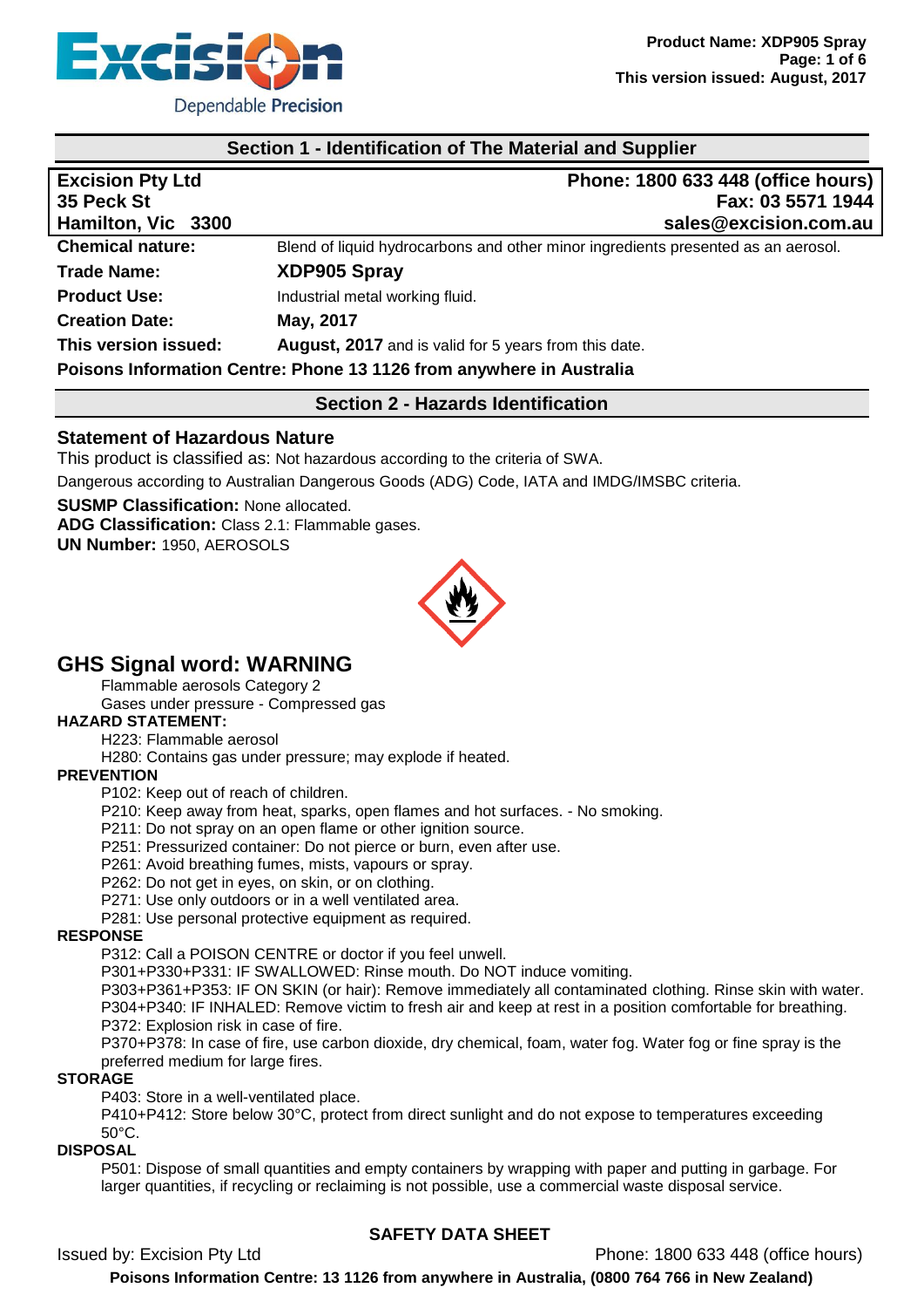## Section 1 - Identification of The Material and Supplier

| Excision Pty Ltd | Phone: 1800 633 448 (office hours) |
|---|---|
| 35 Peck St | Fax: 03 5571 1944 |
| Hamilton, Vic 3300 | sales@excision.com.au |

| | |
|---|---|
| **Chemical nature:** | Blend of liquid hydrocarbons and other minor ingredients presented as an aerosol. |
| **Trade Name:** | **XDP905 Spray** |
| **Product Use:** | Industrial metal working fluid. |
| **Creation Date:** | **May, 2017** |
| **This version issued:** | **August, 2017** and is valid for 5 years from this date. |

**Poisons Information Centre: Phone 13 1126 from anywhere in Australia**

## Section 2 - Hazards Identification

### Statement of Hazardous Nature

This product is classified as: Not hazardous according to the criteria of SWA.

Dangerous according to Australian Dangerous Goods (ADG) Code, IATA and IMDG/IMSBC criteria.

**SUSMP Classification:** None allocated.
**ADG Classification:** Class 2.1: Flammable gases.
**UN Number:** 1950, AEROSOLS

## GHS Signal word: WARNING

Flammable aerosols Category 2
Gases under pressure - Compressed gas

**HAZARD STATEMENT:**

H223: Flammable aerosol
H280: Contains gas under pressure; may explode if heated.

**PREVENTION**

P102: Keep out of reach of children.
P210: Keep away from heat, sparks, open flames and hot surfaces. - No smoking.
P211: Do not spray on an open flame or other ignition source.
P251: Pressurized container: Do not pierce or burn, even after use.
P261: Avoid breathing fumes, mists, vapours or spray.
P262: Do not get in eyes, on skin, or on clothing.
P271: Use only outdoors or in a well ventilated area.
P281: Use personal protective equipment as required.

**RESPONSE**

P312: Call a POISON CENTRE or doctor if you feel unwell.
P301+P330+P331: IF SWALLOWED: Rinse mouth. Do NOT induce vomiting.
P303+P361+P353: IF ON SKIN (or hair): Remove immediately all contaminated clothing. Rinse skin with water.
P304+P340: IF INHALED: Remove victim to fresh air and keep at rest in a position comfortable for breathing.
P372: Explosion risk in case of fire.
P370+P378: In case of fire, use carbon dioxide, dry chemical, foam, water fog. Water fog or fine spray is the preferred medium for large fires.

**STORAGE**

P403: Store in a well-ventilated place.
P410+P412: Store below 30°C, protect from direct sunlight and do not expose to temperatures exceeding 50°C.

**DISPOSAL**

P501: Dispose of small quantities and empty containers by wrapping with paper and putting in garbage. For larger quantities, if recycling or reclaiming is not possible, use a commercial waste disposal service.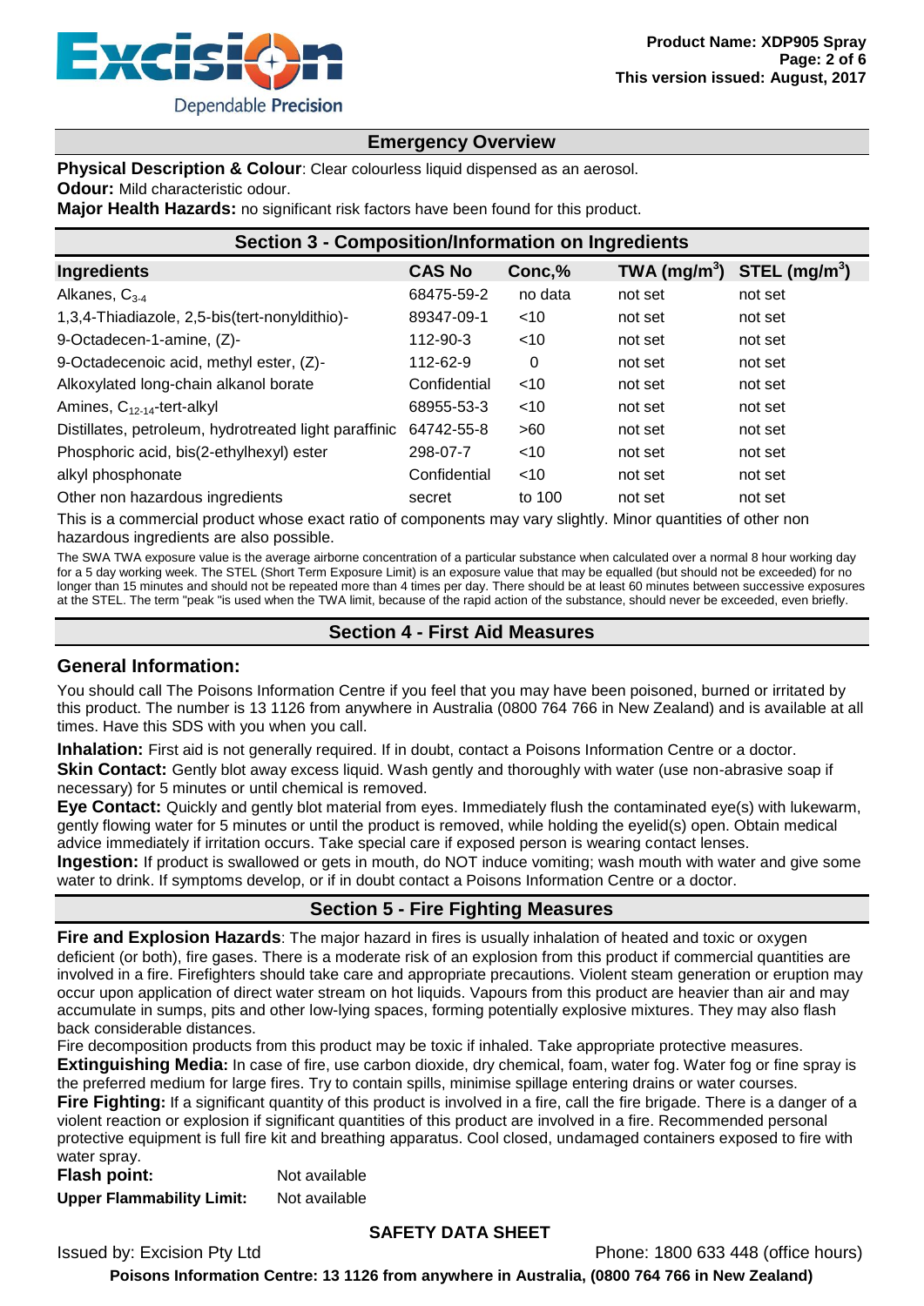## Emergency Overview

**Physical Description & Colour**: Clear colourless liquid dispensed as an aerosol.

**Odour:** Mild characteristic odour.

**Major Health Hazards:** no significant risk factors have been found for this product.

## Section 3 - Composition/Information on Ingredients

| Ingredients | CAS No | Conc,% | TWA (mg/m$^3$) | STEL (mg/m$^3$) |
|---|---|---|---|---|
| Alkanes, $C_{3-4}$ | 68475-59-2 | no data | not set | not set |
| 1,3,4-Thiadiazole, 2,5-bis(tert-nonyldithio)- | 89347-09-1 | <10 | not set | not set |
| 9-Octadecen-1-amine, (Z)- | 112-90-3 | <10 | not set | not set |
| 9-Octadecenoic acid, methyl ester, (Z)- | 112-62-9 | 0 | not set | not set |
| Alkoxylated long-chain alkanol borate | Confidential | <10 | not set | not set |
| Amines, $C_{12-14}$-tert-alkyl | 68955-53-3 | <10 | not set | not set |
| Distillates, petroleum, hydrotreated light paraffinic | 64742-55-8 | >60 | not set | not set |
| Phosphoric acid, bis(2-ethylhexyl) ester | 298-07-7 | <10 | not set | not set |
| alkyl phosphonate | Confidential | <10 | not set | not set |
| Other non hazardous ingredients | secret | to 100 | not set | not set |

This is a commercial product whose exact ratio of components may vary slightly. Minor quantities of other non hazardous ingredients are also possible.

The SWA TWA exposure value is the average airborne concentration of a particular substance when calculated over a normal 8 hour working day for a 5 day working week. The STEL (Short Term Exposure Limit) is an exposure value that may be equalled (but should not be exceeded) for no longer than 15 minutes and should not be repeated more than 4 times per day. There should be at least 60 minutes between successive exposures at the STEL. The term "peak "is used when the TWA limit, because of the rapid action of the substance, should never be exceeded, even briefly.

## Section 4 - First Aid Measures

### General Information:

You should call The Poisons Information Centre if you feel that you may have been poisoned, burned or irritated by this product. The number is 13 1126 from anywhere in Australia (0800 764 766 in New Zealand) and is available at all times. Have this SDS with you when you call.

**Inhalation:** First aid is not generally required. If in doubt, contact a Poisons Information Centre or a doctor.

**Skin Contact:** Gently blot away excess liquid. Wash gently and thoroughly with water (use non-abrasive soap if necessary) for 5 minutes or until chemical is removed.

**Eye Contact:** Quickly and gently blot material from eyes. Immediately flush the contaminated eye(s) with lukewarm, gently flowing water for 5 minutes or until the product is removed, while holding the eyelid(s) open. Obtain medical advice immediately if irritation occurs. Take special care if exposed person is wearing contact lenses.

**Ingestion:** If product is swallowed or gets in mouth, do NOT induce vomiting; wash mouth with water and give some water to drink. If symptoms develop, or if in doubt contact a Poisons Information Centre or a doctor.

## Section 5 - Fire Fighting Measures

**Fire and Explosion Hazards**: The major hazard in fires is usually inhalation of heated and toxic or oxygen deficient (or both), fire gases. There is a moderate risk of an explosion from this product if commercial quantities are involved in a fire. Firefighters should take care and appropriate precautions. Violent steam generation or eruption may occur upon application of direct water stream on hot liquids. Vapours from this product are heavier than air and may accumulate in sumps, pits and other low-lying spaces, forming potentially explosive mixtures. They may also flash back considerable distances.

Fire decomposition products from this product may be toxic if inhaled. Take appropriate protective measures.

**Extinguishing Media:** In case of fire, use carbon dioxide, dry chemical, foam, water fog. Water fog or fine spray is the preferred medium for large fires. Try to contain spills, minimise spillage entering drains or water courses.

**Fire Fighting:** If a significant quantity of this product is involved in a fire, call the fire brigade. There is a danger of a violent reaction or explosion if significant quantities of this product are involved in a fire. Recommended personal protective equipment is full fire kit and breathing apparatus. Cool closed, undamaged containers exposed to fire with water spray.

**Flash point:** Not available

**Upper Flammability Limit:** Not available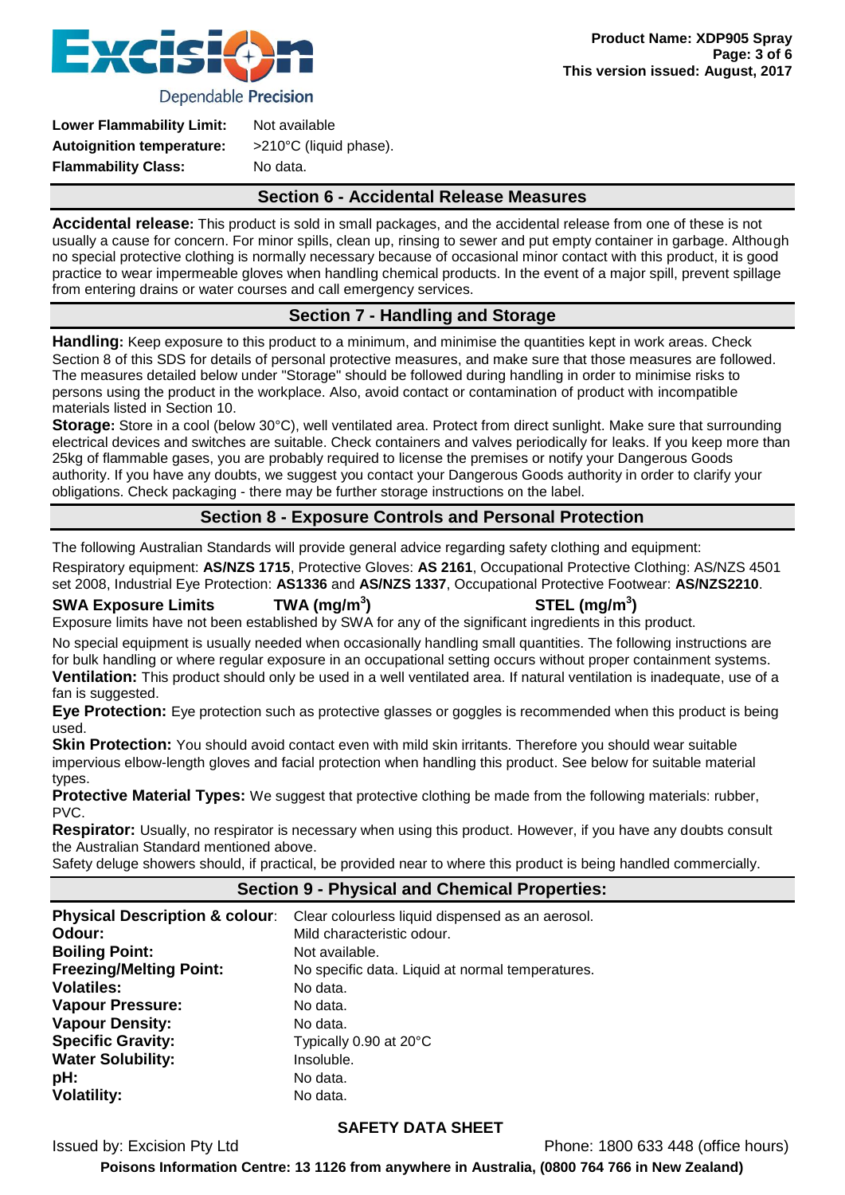| | |
|---|---|
| **Lower Flammability Limit:** | Not available |
| **Autoignition temperature:** | >210°C (liquid phase). |
| **Flammability Class:** | No data. |

## Section 6 - Accidental Release Measures

**Accidental release:** This product is sold in small packages, and the accidental release from one of these is not usually a cause for concern. For minor spills, clean up, rinsing to sewer and put empty container in garbage. Although no special protective clothing is normally necessary because of occasional minor contact with this product, it is good practice to wear impermeable gloves when handling chemical products. In the event of a major spill, prevent spillage from entering drains or water courses and call emergency services.

## Section 7 - Handling and Storage

**Handling:** Keep exposure to this product to a minimum, and minimise the quantities kept in work areas. Check Section 8 of this SDS for details of personal protective measures, and make sure that those measures are followed. The measures detailed below under "Storage" should be followed during handling in order to minimise risks to persons using the product in the workplace. Also, avoid contact or contamination of product with incompatible materials listed in Section 10.

**Storage:** Store in a cool (below 30°C), well ventilated area. Protect from direct sunlight. Make sure that surrounding electrical devices and switches are suitable. Check containers and valves periodically for leaks. If you keep more than 25kg of flammable gases, you are probably required to license the premises or notify your Dangerous Goods authority. If you have any doubts, we suggest you contact your Dangerous Goods authority in order to clarify your obligations. Check packaging - there may be further storage instructions on the label.

## Section 8 - Exposure Controls and Personal Protection

The following Australian Standards will provide general advice regarding safety clothing and equipment:

Respiratory equipment: **AS/NZS 1715**, Protective Gloves: **AS 2161**, Occupational Protective Clothing: AS/NZS 4501 set 2008, Industrial Eye Protection: **AS1336** and **AS/NZS 1337**, Occupational Protective Footwear: **AS/NZS2210**.

| **SWA Exposure Limits** | **TWA ($mg/m^3$)** | **STEL ($mg/m^3$)** |
|---|---|---|

Exposure limits have not been established by SWA for any of the significant ingredients in this product.

No special equipment is usually needed when occasionally handling small quantities. The following instructions are for bulk handling or where regular exposure in an occupational setting occurs without proper containment systems.

**Ventilation:** This product should only be used in a well ventilated area. If natural ventilation is inadequate, use of a fan is suggested.

**Eye Protection:** Eye protection such as protective glasses or goggles is recommended when this product is being used.

**Skin Protection:** You should avoid contact even with mild skin irritants. Therefore you should wear suitable impervious elbow-length gloves and facial protection when handling this product. See below for suitable material types.

**Protective Material Types:** We suggest that protective clothing be made from the following materials: rubber, PVC.

**Respirator:** Usually, no respirator is necessary when using this product. However, if you have any doubts consult the Australian Standard mentioned above.

Safety deluge showers should, if practical, be provided near to where this product is being handled commercially.

## Section 9 - Physical and Chemical Properties:

| | |
|---|---|
| **Physical Description & colour**: | Clear colourless liquid dispensed as an aerosol. |
| **Odour:** | Mild characteristic odour. |
| **Boiling Point:** | Not available. |
| **Freezing/Melting Point:** | No specific data. Liquid at normal temperatures. |
| **Volatiles:** | No data. |
| **Vapour Pressure:** | No data. |
| **Vapour Density:** | No data. |
| **Specific Gravity:** | Typically 0.90 at 20°C |
| **Water Solubility:** | Insoluble. |
| **pH:** | No data. |
| **Volatility:** | No data. |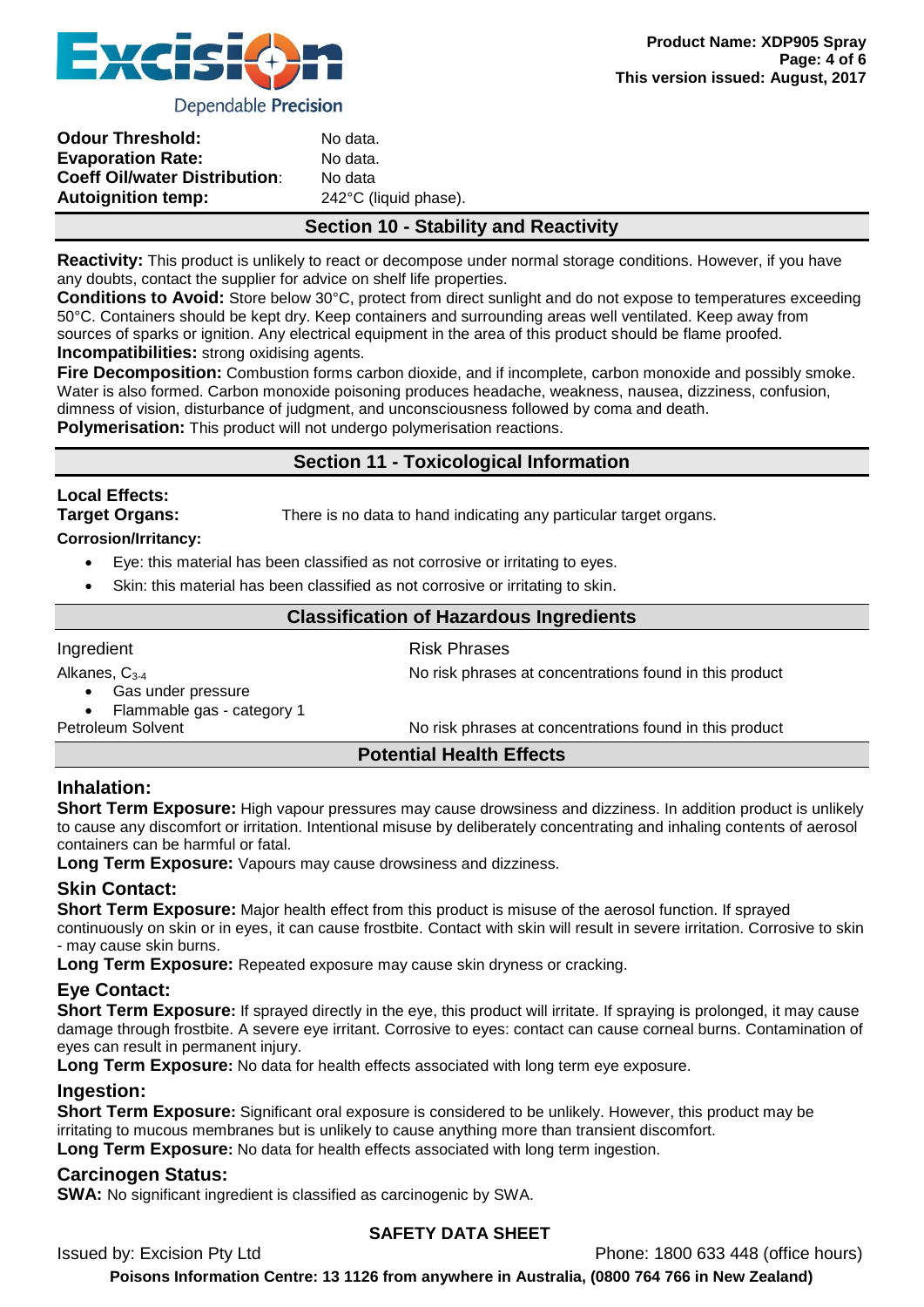| | |
|---|---|
| **Odour Threshold:** | No data. |
| **Evaporation Rate:** | No data. |
| **Coeff Oil/water Distribution**: | No data |
| **Autoignition temp:** | 242°C (liquid phase). |

## Section 10 - Stability and Reactivity

**Reactivity:** This product is unlikely to react or decompose under normal storage conditions. However, if you have any doubts, contact the supplier for advice on shelf life properties.
**Conditions to Avoid:** Store below 30°C, protect from direct sunlight and do not expose to temperatures exceeding 50°C. Containers should be kept dry. Keep containers and surrounding areas well ventilated. Keep away from sources of sparks or ignition. Any electrical equipment in the area of this product should be flame proofed.
**Incompatibilities:** strong oxidising agents.
**Fire Decomposition:** Combustion forms carbon dioxide, and if incomplete, carbon monoxide and possibly smoke. Water is also formed. Carbon monoxide poisoning produces headache, weakness, nausea, dizziness, confusion, dimness of vision, disturbance of judgment, and unconsciousness followed by coma and death.
**Polymerisation:** This product will not undergo polymerisation reactions.

## Section 11 - Toxicological Information

**Local Effects:**
**Target Organs:** There is no data to hand indicating any particular target organs.

**Corrosion/Irritancy:**

- Eye: this material has been classified as not corrosive or irritating to eyes.
- Skin: this material has been classified as not corrosive or irritating to skin.

### Classification of Hazardous Ingredients

| Ingredient | Risk Phrases |
|---|---|
| Alkanes, $C_{3\text{-}4}$<br>• Gas under pressure<br>• Flammable gas - category 1 | No risk phrases at concentrations found in this product |
| Petroleum Solvent | No risk phrases at concentrations found in this product |

### Potential Health Effects

#### Inhalation:

**Short Term Exposure:** High vapour pressures may cause drowsiness and dizziness. In addition product is unlikely to cause any discomfort or irritation. Intentional misuse by deliberately concentrating and inhaling contents of aerosol containers can be harmful or fatal.
**Long Term Exposure:** Vapours may cause drowsiness and dizziness.

#### Skin Contact:

**Short Term Exposure:** Major health effect from this product is misuse of the aerosol function. If sprayed continuously on skin or in eyes, it can cause frostbite. Contact with skin will result in severe irritation. Corrosive to skin - may cause skin burns.
**Long Term Exposure:** Repeated exposure may cause skin dryness or cracking.

#### Eye Contact:

**Short Term Exposure:** If sprayed directly in the eye, this product will irritate. If spraying is prolonged, it may cause damage through frostbite. A severe eye irritant. Corrosive to eyes: contact can cause corneal burns. Contamination of eyes can result in permanent injury.
**Long Term Exposure:** No data for health effects associated with long term eye exposure.

#### Ingestion:

**Short Term Exposure:** Significant oral exposure is considered to be unlikely. However, this product may be irritating to mucous membranes but is unlikely to cause anything more than transient discomfort.
**Long Term Exposure:** No data for health effects associated with long term ingestion.

#### Carcinogen Status:

**SWA:** No significant ingredient is classified as carcinogenic by SWA.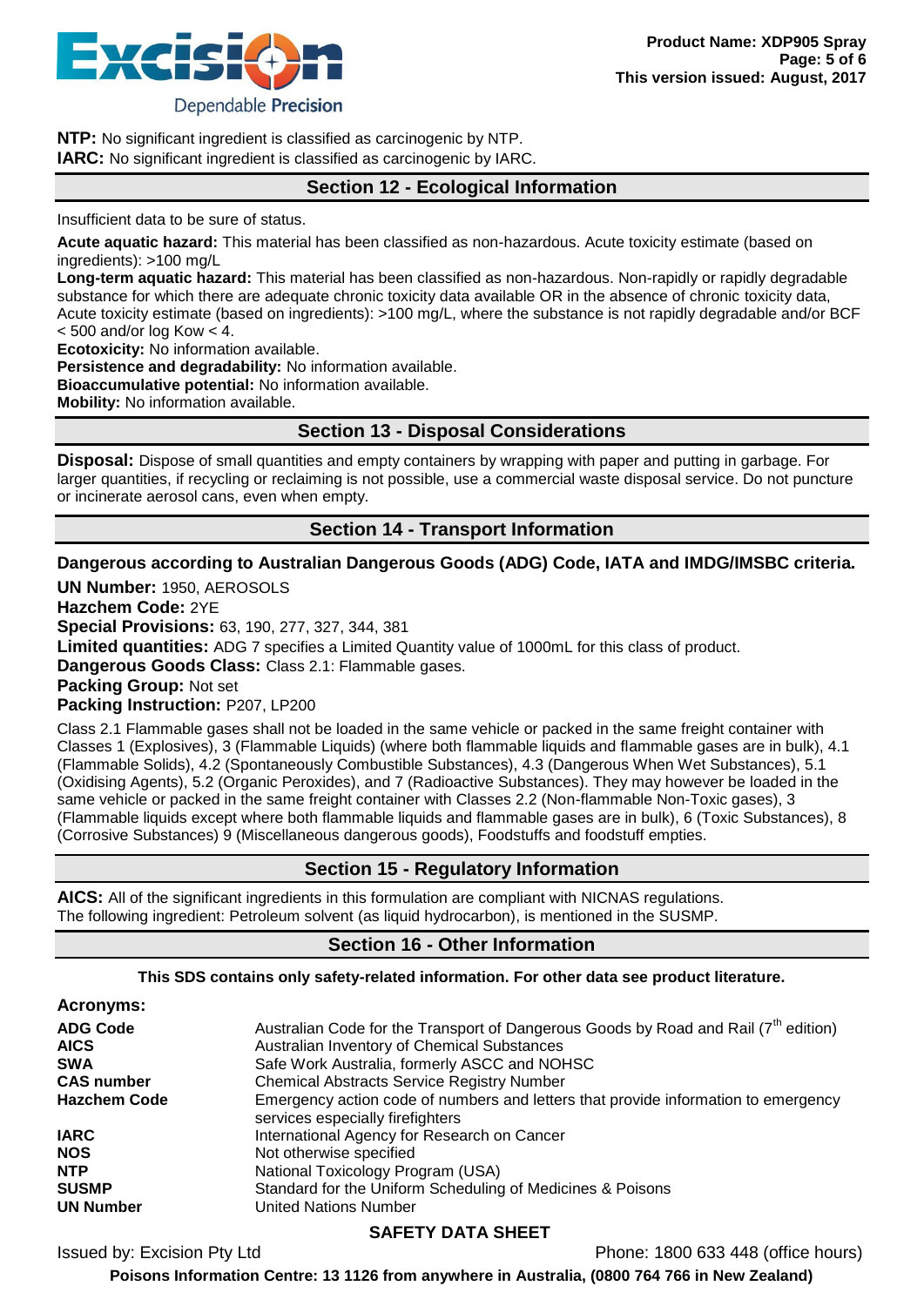**NTP:** No significant ingredient is classified as carcinogenic by NTP.
**IARC:** No significant ingredient is classified as carcinogenic by IARC.

## Section 12 - Ecological Information

Insufficient data to be sure of status.

**Acute aquatic hazard:** This material has been classified as non-hazardous. Acute toxicity estimate (based on ingredients): >100 mg/L

**Long-term aquatic hazard:** This material has been classified as non-hazardous. Non-rapidly or rapidly degradable substance for which there are adequate chronic toxicity data available OR in the absence of chronic toxicity data, Acute toxicity estimate (based on ingredients): >100 mg/L, where the substance is not rapidly degradable and/or BCF < 500 and/or log Kow < 4.

**Ecotoxicity:** No information available.
**Persistence and degradability:** No information available.
**Bioaccumulative potential:** No information available.
**Mobility:** No information available.

## Section 13 - Disposal Considerations

**Disposal:** Dispose of small quantities and empty containers by wrapping with paper and putting in garbage. For larger quantities, if recycling or reclaiming is not possible, use a commercial waste disposal service. Do not puncture or incinerate aerosol cans, even when empty.

## Section 14 - Transport Information

**Dangerous according to Australian Dangerous Goods (ADG) Code, IATA and IMDG/IMSBC criteria.**

**UN Number:** 1950, AEROSOLS
**Hazchem Code:** 2YE
**Special Provisions:** 63, 190, 277, 327, 344, 381
**Limited quantities:** ADG 7 specifies a Limited Quantity value of 1000mL for this class of product.
**Dangerous Goods Class:** Class 2.1: Flammable gases.
**Packing Group:** Not set
**Packing Instruction:** P207, LP200

Class 2.1 Flammable gases shall not be loaded in the same vehicle or packed in the same freight container with Classes 1 (Explosives), 3 (Flammable Liquids) (where both flammable liquids and flammable gases are in bulk), 4.1 (Flammable Solids), 4.2 (Spontaneously Combustible Substances), 4.3 (Dangerous When Wet Substances), 5.1 (Oxidising Agents), 5.2 (Organic Peroxides), and 7 (Radioactive Substances). They may however be loaded in the same vehicle or packed in the same freight container with Classes 2.2 (Non-flammable Non-Toxic gases), 3 (Flammable liquids except where both flammable liquids and flammable gases are in bulk), 6 (Toxic Substances), 8 (Corrosive Substances) 9 (Miscellaneous dangerous goods), Foodstuffs and foodstuff empties.

## Section 15 - Regulatory Information

**AICS:** All of the significant ingredients in this formulation are compliant with NICNAS regulations.
The following ingredient: Petroleum solvent (as liquid hydrocarbon), is mentioned in the SUSMP.

## Section 16 - Other Information

**This SDS contains only safety-related information. For other data see product literature.**

### Acronyms:

| | |
|---|---|
| **ADG Code** | Australian Code for the Transport of Dangerous Goods by Road and Rail (7th edition) |
| **AICS** | Australian Inventory of Chemical Substances |
| **SWA** | Safe Work Australia, formerly ASCC and NOHSC |
| **CAS number** | Chemical Abstracts Service Registry Number |
| **Hazchem Code** | Emergency action code of numbers and letters that provide information to emergency services especially firefighters |
| **IARC** | International Agency for Research on Cancer |
| **NOS** | Not otherwise specified |
| **NTP** | National Toxicology Program (USA) |
| **SUSMP** | Standard for the Uniform Scheduling of Medicines & Poisons |
| **UN Number** | United Nations Number |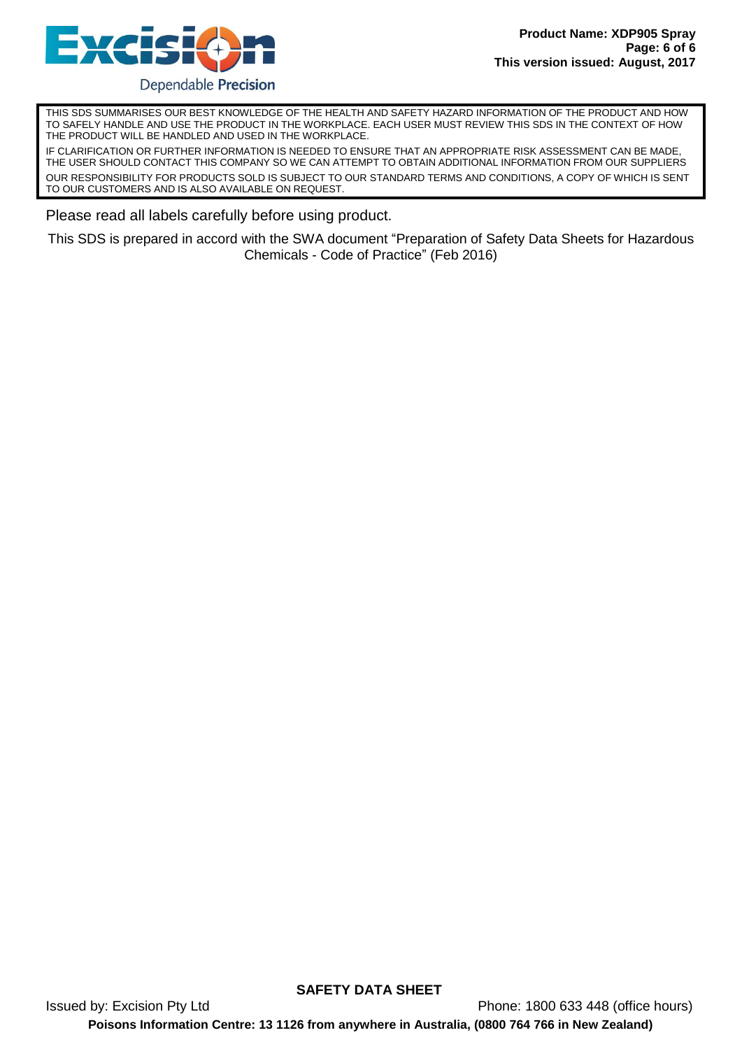THIS SDS SUMMARISES OUR BEST KNOWLEDGE OF THE HEALTH AND SAFETY HAZARD INFORMATION OF THE PRODUCT AND HOW TO SAFELY HANDLE AND USE THE PRODUCT IN THE WORKPLACE. EACH USER MUST REVIEW THIS SDS IN THE CONTEXT OF HOW THE PRODUCT WILL BE HANDLED AND USED IN THE WORKPLACE.

IF CLARIFICATION OR FURTHER INFORMATION IS NEEDED TO ENSURE THAT AN APPROPRIATE RISK ASSESSMENT CAN BE MADE, THE USER SHOULD CONTACT THIS COMPANY SO WE CAN ATTEMPT TO OBTAIN ADDITIONAL INFORMATION FROM OUR SUPPLIERS

OUR RESPONSIBILITY FOR PRODUCTS SOLD IS SUBJECT TO OUR STANDARD TERMS AND CONDITIONS, A COPY OF WHICH IS SENT TO OUR CUSTOMERS AND IS ALSO AVAILABLE ON REQUEST.

Please read all labels carefully before using product.

This SDS is prepared in accord with the SWA document "Preparation of Safety Data Sheets for Hazardous Chemicals - Code of Practice" (Feb 2016)